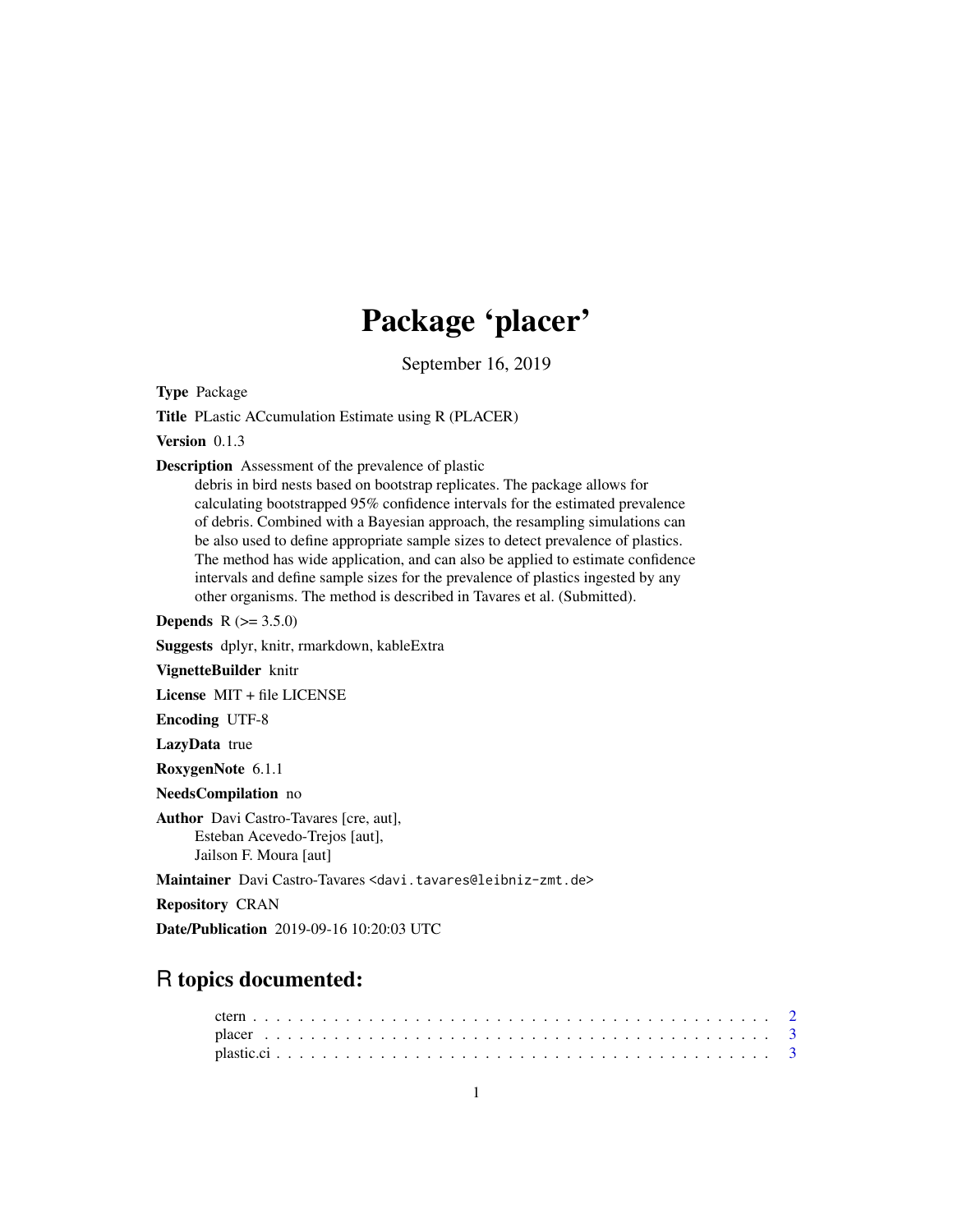# Package 'placer'

September 16, 2019

**Type** Package

**Title** PLastic ACcumulation Estimate using R (PLACER)

**Version** 0.1.3

**Description** Assessment of the prevalence of plastic debris in bird nests based on bootstrap replicates. The package allows for calculating bootstrapped 95% confidence intervals for the estimated prevalence of debris. Combined with a Bayesian approach, the resampling simulations can be also used to define appropriate sample sizes to detect prevalence of plastics. The method has wide application, and can also be applied to estimate confidence intervals and define sample sizes for the prevalence of plastics ingested by any other organisms. The method is described in Tavares et al. (Submitted).

**Depends** R (>= 3.5.0)

**Suggests** dplyr, knitr, rmarkdown, kableExtra

**VignetteBuilder** knitr

**License** MIT + file LICENSE

**Encoding** UTF-8

**LazyData** true

**RoxygenNote** 6.1.1

**NeedsCompilation** no

**Author** Davi Castro-Tavares [cre, aut],
Esteban Acevedo-Trejos [aut],
Jailson F. Moura [aut]

**Maintainer** Davi Castro-Tavares <davi.tavares@leibniz-zmt.de>

**Repository** CRAN

**Date/Publication** 2019-09-16 10:20:03 UTC

## R topics documented:

ctern . . . . . . . . . . . . . . . . . . . . . . . . . . . . . . . . . . . . . . . . . . . 2
placer . . . . . . . . . . . . . . . . . . . . . . . . . . . . . . . . . . . . . . . . . . . 3
plastic.ci . . . . . . . . . . . . . . . . . . . . . . . . . . . . . . . . . . . . . . . . . . 3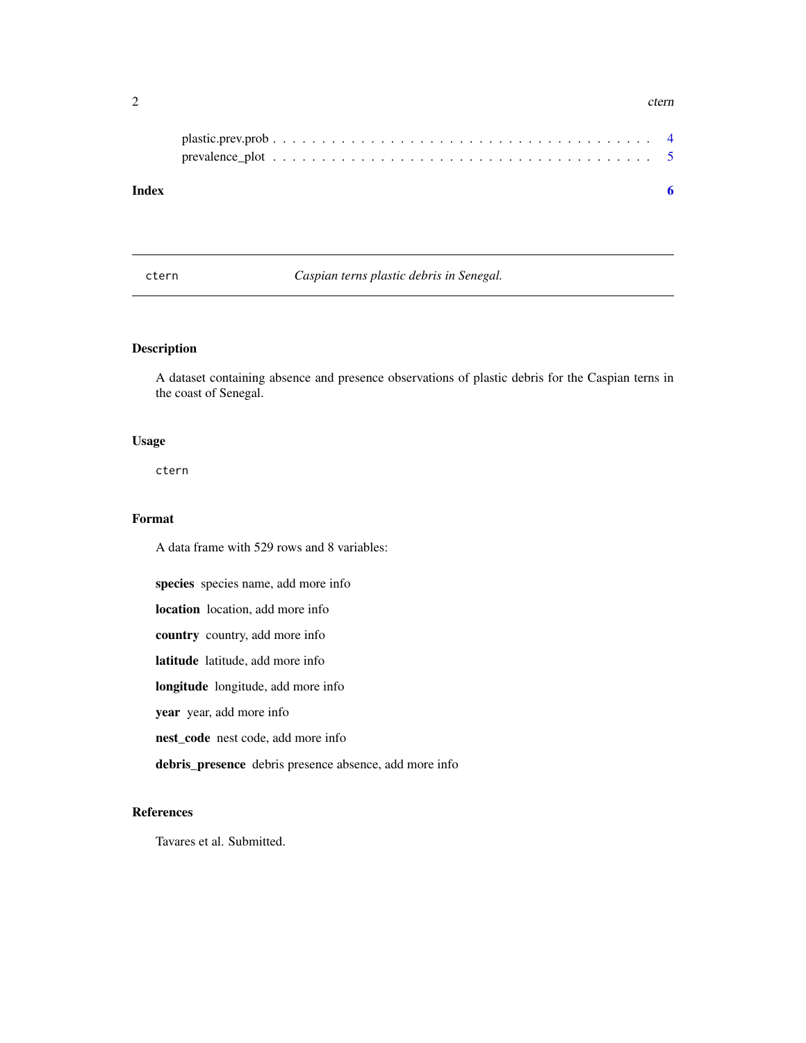plastic.prev.prob . . . . . . . . . . . . . . . . . . . . . . . . . . . . . . . . . . . . 4
prevalence_plot . . . . . . . . . . . . . . . . . . . . . . . . . . . . . . . . . . . . 5

**Index** **6**

---

## ctern — *Caspian terns plastic debris in Senegal.*

---

### Description

A dataset containing absence and presence observations of plastic debris for the Caspian terns in the coast of Senegal.

### Usage

```
ctern
```

### Format

A data frame with 529 rows and 8 variables:

**species** species name, add more info

**location** location, add more info

**country** country, add more info

**latitude** latitude, add more info

**longitude** longitude, add more info

**year** year, add more info

**nest_code** nest code, add more info

**debris_presence** debris presence absence, add more info

### References

Tavares et al. Submitted.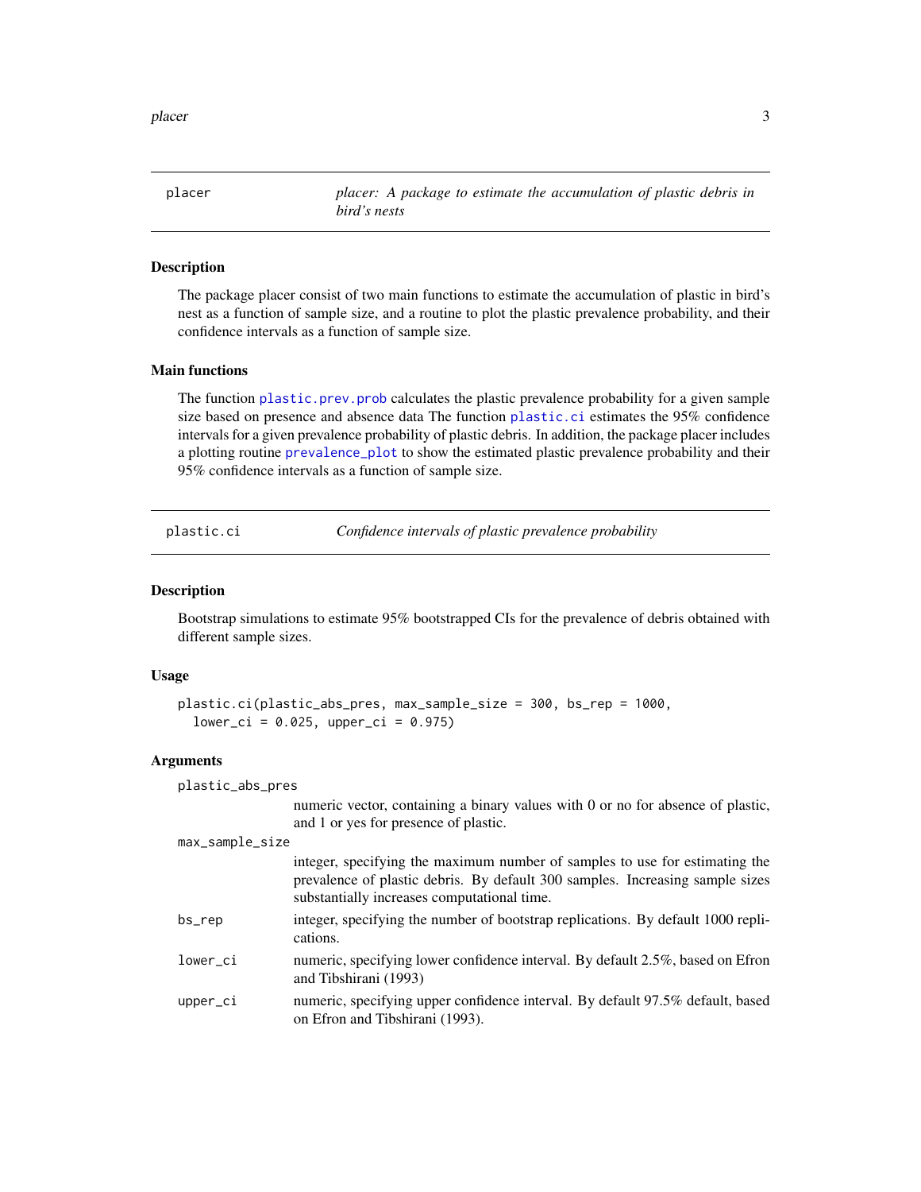## placer — *placer: A package to estimate the accumulation of plastic debris in bird's nests*

### Description

The package placer consist of two main functions to estimate the accumulation of plastic in bird's nest as a function of sample size, and a routine to plot the plastic prevalence probability, and their confidence intervals as a function of sample size.

### Main functions

The function `plastic.prev.prob` calculates the plastic prevalence probability for a given sample size based on presence and absence data The function `plastic.ci` estimates the 95% confidence intervals for a given prevalence probability of plastic debris. In addition, the package placer includes a plotting routine `prevalence_plot` to show the estimated plastic prevalence probability and their 95% confidence intervals as a function of sample size.

## plastic.ci — *Confidence intervals of plastic prevalence probability*

### Description

Bootstrap simulations to estimate 95% bootstrapped CIs for the prevalence of debris obtained with different sample sizes.

### Usage

```
plastic.ci(plastic_abs_pres, max_sample_size = 300, bs_rep = 1000,
  lower_ci = 0.025, upper_ci = 0.975)
```

### Arguments

`plastic_abs_pres`
: numeric vector, containing a binary values with 0 or no for absence of plastic, and 1 or yes for presence of plastic.

`max_sample_size`
: integer, specifying the maximum number of samples to use for estimating the prevalence of plastic debris. By default 300 samples. Increasing sample sizes substantially increases computational time.

`bs_rep`
: integer, specifying the number of bootstrap replications. By default 1000 replications.

`lower_ci`
: numeric, specifying lower confidence interval. By default 2.5%, based on Efron and Tibshirani (1993)

`upper_ci`
: numeric, specifying upper confidence interval. By default 97.5% default, based on Efron and Tibshirani (1993).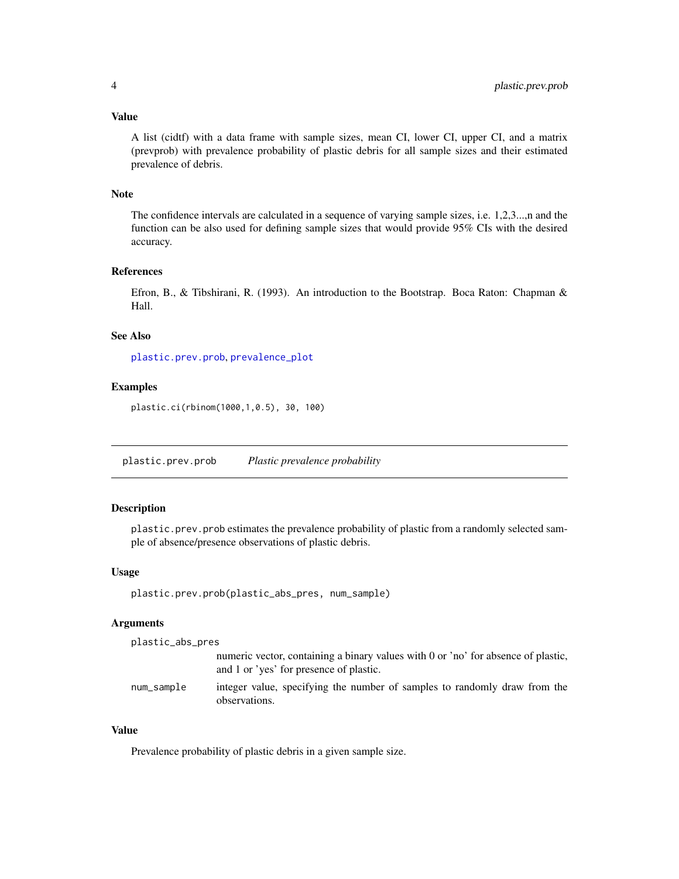## Value

A list (cidtf) with a data frame with sample sizes, mean CI, lower CI, upper CI, and a matrix (prevprob) with prevalence probability of plastic debris for all sample sizes and their estimated prevalence of debris.

## Note

The confidence intervals are calculated in a sequence of varying sample sizes, i.e. 1,2,3...,n and the function can be also used for defining sample sizes that would provide 95% CIs with the desired accuracy.

## References

Efron, B., & Tibshirani, R. (1993). An introduction to the Bootstrap. Boca Raton: Chapman & Hall.

## See Also

`plastic.prev.prob`, `prevalence_plot`

## Examples

```
plastic.ci(rbinom(1000,1,0.5), 30, 100)
```

---

# plastic.prev.prob *Plastic prevalence probability*

## Description

`plastic.prev.prob` estimates the prevalence probability of plastic from a randomly selected sample of absence/presence observations of plastic debris.

## Usage

```
plastic.prev.prob(plastic_abs_pres, num_sample)
```

## Arguments

`plastic_abs_pres`
: numeric vector, containing a binary values with 0 or 'no' for absence of plastic, and 1 or 'yes' for presence of plastic.

`num_sample`
: integer value, specifying the number of samples to randomly draw from the observations.

## Value

Prevalence probability of plastic debris in a given sample size.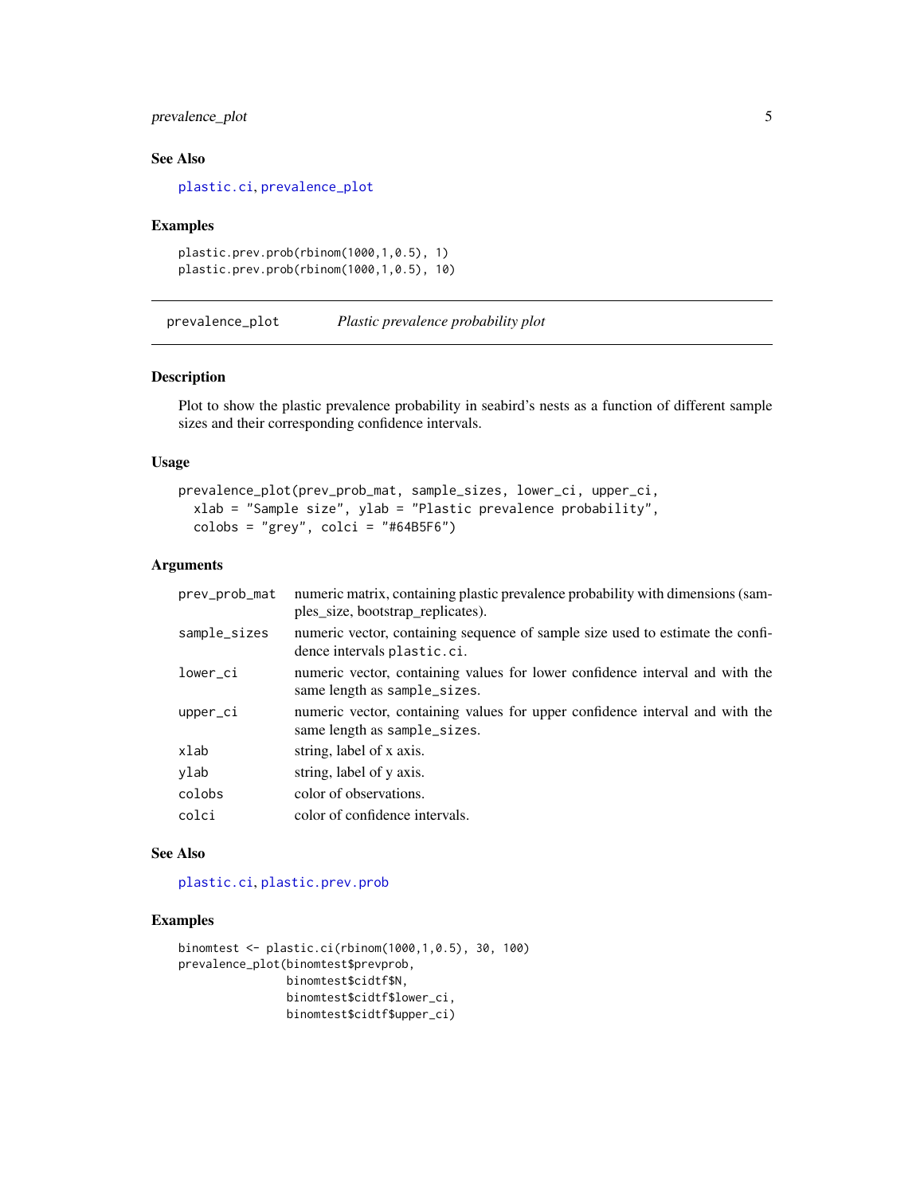## See Also

plastic.ci, prevalence_plot

## Examples

```
plastic.prev.prob(rbinom(1000,1,0.5), 1)
plastic.prev.prob(rbinom(1000,1,0.5), 10)
```

---

# prevalence_plot    *Plastic prevalence probability plot*

---

## Description

Plot to show the plastic prevalence probability in seabird's nests as a function of different sample sizes and their corresponding confidence intervals.

## Usage

```
prevalence_plot(prev_prob_mat, sample_sizes, lower_ci, upper_ci,
  xlab = "Sample size", ylab = "Plastic prevalence probability",
  colobs = "grey", colci = "#64B5F6")
```

## Arguments

| | |
|---|---|
| prev_prob_mat | numeric matrix, containing plastic prevalence probability with dimensions (samples_size, bootstrap_replicates). |
| sample_sizes | numeric vector, containing sequence of sample size used to estimate the confidence intervals `plastic.ci`. |
| lower_ci | numeric vector, containing values for lower confidence interval and with the same length as `sample_sizes`. |
| upper_ci | numeric vector, containing values for upper confidence interval and with the same length as `sample_sizes`. |
| xlab | string, label of x axis. |
| ylab | string, label of y axis. |
| colobs | color of observations. |
| colci | color of confidence intervals. |

## See Also

plastic.ci, plastic.prev.prob

## Examples

```
binomtest <- plastic.ci(rbinom(1000,1,0.5), 30, 100)
prevalence_plot(binomtest$prevprob,
              binomtest$cidtf$N,
              binomtest$cidtf$lower_ci,
              binomtest$cidtf$upper_ci)
```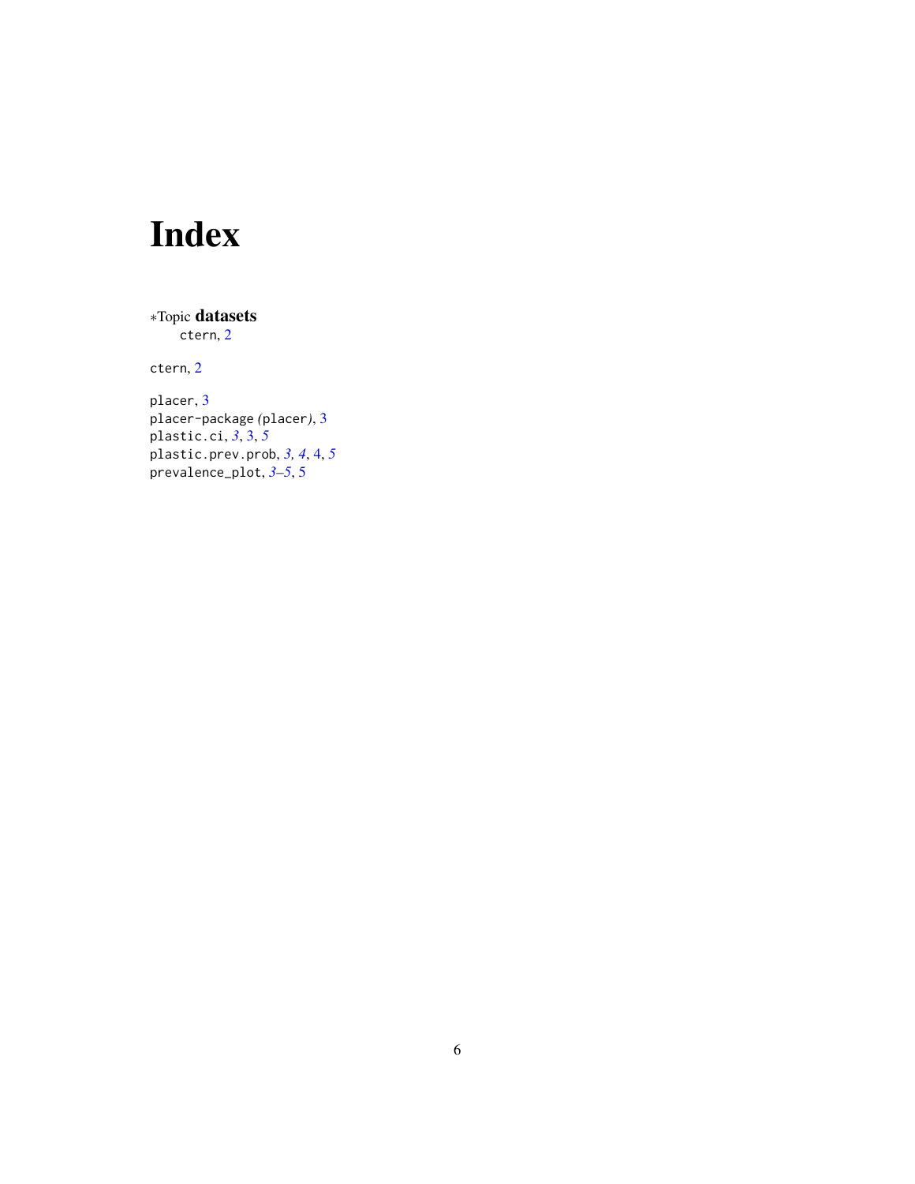# Index

*Topic **datasets**
    ctern, 2

ctern, 2

placer, 3
placer-package *(*placer*)*, 3
plastic.ci, *3*, 3, *5*
plastic.prev.prob, *3, 4*, 4, *5*
prevalence_plot, *3–5*, 5